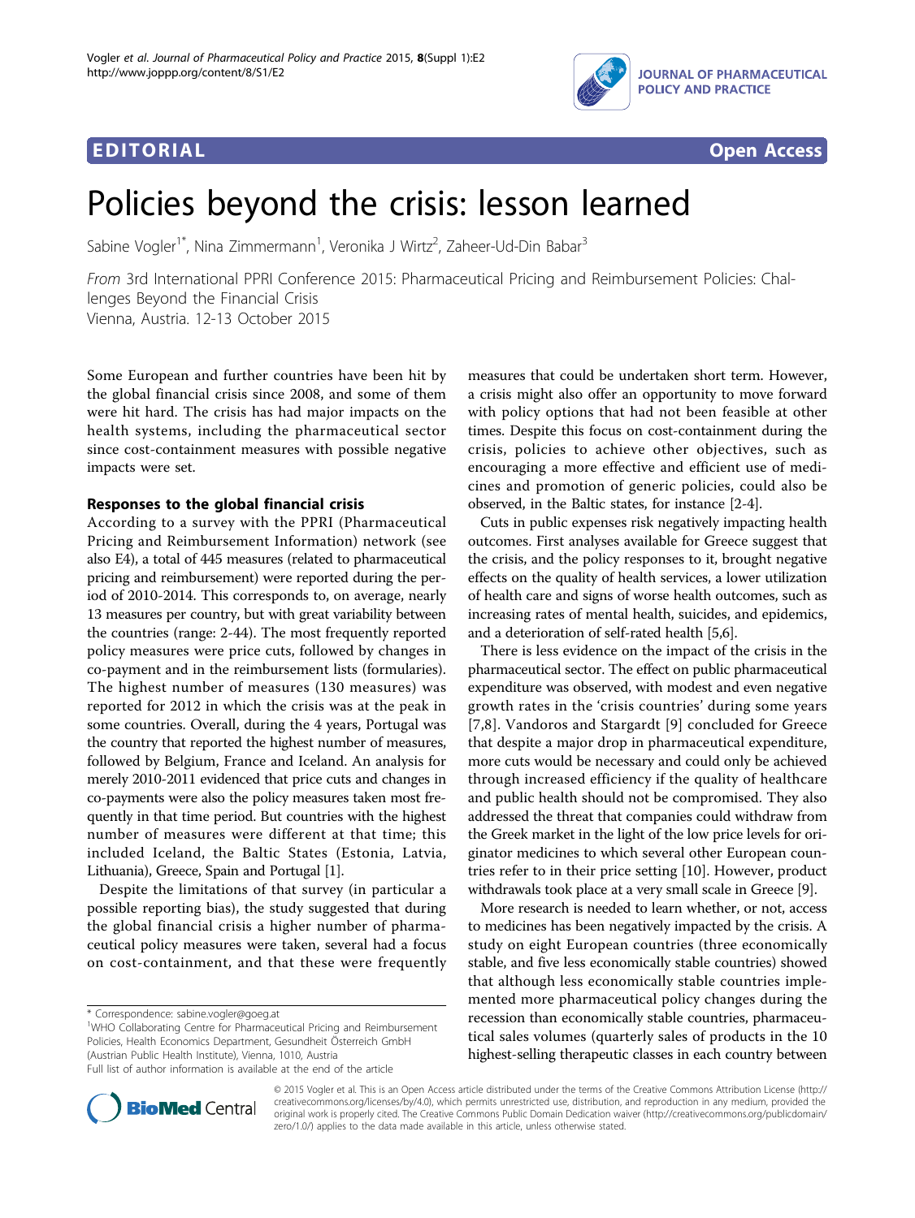EDITORIAL Open Access

# Policies beyond the crisis: lesson learned

Sabine Vogler[1*], Nina Zimmermann[1], Veronika J Wirtz[2], Zaheer-Ud-Din Babar[3]

*From* 3rd International PPRI Conference 2015: Pharmaceutical Pricing and Reimbursement Policies: Challenges Beyond the Financial Crisis
Vienna, Austria. 12-13 October 2015

Some European and further countries have been hit by the global financial crisis since 2008, and some of them were hit hard. The crisis has had major impacts on the health systems, including the pharmaceutical sector since cost-containment measures with possible negative impacts were set.

## Responses to the global financial crisis

According to a survey with the PPRI (Pharmaceutical Pricing and Reimbursement Information) network (see also E4), a total of 445 measures (related to pharmaceutical pricing and reimbursement) were reported during the period of 2010-2014. This corresponds to, on average, nearly 13 measures per country, but with great variability between the countries (range: 2-44). The most frequently reported policy measures were price cuts, followed by changes in co-payment and in the reimbursement lists (formularies). The highest number of measures (130 measures) was reported for 2012 in which the crisis was at the peak in some countries. Overall, during the 4 years, Portugal was the country that reported the highest number of measures, followed by Belgium, France and Iceland. An analysis for merely 2010-2011 evidenced that price cuts and changes in co-payments were also the policy measures taken most frequently in that time period. But countries with the highest number of measures were different at that time; this included Iceland, the Baltic States (Estonia, Latvia, Lithuania), Greece, Spain and Portugal [1].

Despite the limitations of that survey (in particular a possible reporting bias), the study suggested that during the global financial crisis a higher number of pharmaceutical policy measures were taken, several had a focus on cost-containment, and that these were frequently measures that could be undertaken short term. However, a crisis might also offer an opportunity to move forward with policy options that had not been feasible at other times. Despite this focus on cost-containment during the crisis, policies to achieve other objectives, such as encouraging a more effective and efficient use of medicines and promotion of generic policies, could also be observed, in the Baltic states, for instance [2-4].

Cuts in public expenses risk negatively impacting health outcomes. First analyses available for Greece suggest that the crisis, and the policy responses to it, brought negative effects on the quality of health services, a lower utilization of health care and signs of worse health outcomes, such as increasing rates of mental health, suicides, and epidemics, and a deterioration of self-rated health [5,6].

There is less evidence on the impact of the crisis in the pharmaceutical sector. The effect on public pharmaceutical expenditure was observed, with modest and even negative growth rates in the 'crisis countries' during some years [7,8]. Vandoros and Stargardt [9] concluded for Greece that despite a major drop in pharmaceutical expenditure, more cuts would be necessary and could only be achieved through increased efficiency if the quality of healthcare and public health should not be compromised. They also addressed the threat that companies could withdraw from the Greek market in the light of the low price levels for originator medicines to which several other European countries refer to in their price setting [10]. However, product withdrawals took place at a very small scale in Greece [9].

More research is needed to learn whether, or not, access to medicines has been negatively impacted by the crisis. A study on eight European countries (three economically stable, and five less economically stable countries) showed that although less economically stable countries implemented more pharmaceutical policy changes during the recession than economically stable countries, pharmaceutical sales volumes (quarterly sales of products in the 10 highest-selling therapeutic classes in each country between

\* Correspondence: sabine.vogler@goeg.at
[1]WHO Collaborating Centre for Pharmaceutical Pricing and Reimbursement Policies, Health Economics Department, Gesundheit Österreich GmbH (Austrian Public Health Institute), Vienna, 1010, Austria
Full list of author information is available at the end of the article

© 2015 Vogler et al. This is an Open Access article distributed under the terms of the Creative Commons Attribution License (http://creativecommons.org/licenses/by/4.0), which permits unrestricted use, distribution, and reproduction in any medium, provided the original work is properly cited. The Creative Commons Public Domain Dedication waiver (http://creativecommons.org/publicdomain/zero/1.0/) applies to the data made available in this article, unless otherwise stated.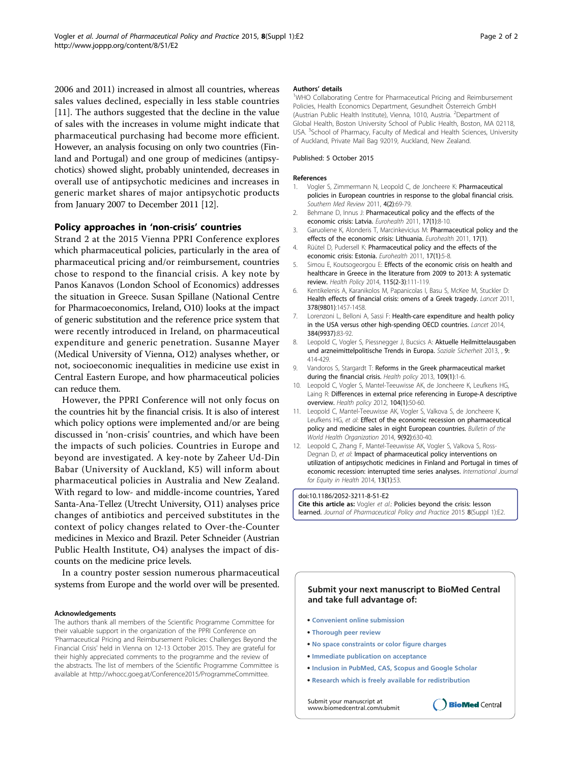2006 and 2011) increased in almost all countries, whereas sales values declined, especially in less stable countries [11]. The authors suggested that the decline in the value of sales with the increases in volume might indicate that pharmaceutical purchasing had become more efficient. However, an analysis focusing on only two countries (Finland and Portugal) and one group of medicines (antipsychotics) showed slight, probably unintended, decreases in overall use of antipsychotic medicines and increases in generic market shares of major antipsychotic products from January 2007 to December 2011 [12].

## Policy approaches in 'non-crisis' countries

Strand 2 at the 2015 Vienna PPRI Conference explores which pharmaceutical policies, particularly in the area of pharmaceutical pricing and/or reimbursement, countries chose to respond to the financial crisis. A key note by Panos Kanavos (London School of Economics) addresses the situation in Greece. Susan Spillane (National Centre for Pharmacoeconomics, Ireland, O10) looks at the impact of generic substitution and the reference price system that were recently introduced in Ireland, on pharmaceutical expenditure and generic penetration. Susanne Mayer (Medical University of Vienna, O12) analyses whether, or not, socioeconomic inequalities in medicine use exist in Central Eastern Europe, and how pharmaceutical policies can reduce them.

However, the PPRI Conference will not only focus on the countries hit by the financial crisis. It is also of interest which policy options were implemented and/or are being discussed in 'non-crisis' countries, and which have been the impacts of such policies. Countries in Europe and beyond are investigated. A key-note by Zaheer Ud-Din Babar (University of Auckland, K5) will inform about pharmaceutical policies in Australia and New Zealand. With regard to low- and middle-income countries, Yared Santa-Ana-Tellez (Utrecht University, O11) analyses price changes of antibiotics and perceived substitutes in the context of policy changes related to Over-the-Counter medicines in Mexico and Brazil. Peter Schneider (Austrian Public Health Institute, O4) analyses the impact of discounts on the medicine price levels.

In a country poster session numerous pharmaceutical systems from Europe and the world over will be presented.

#### Acknowledgements

The authors thank all members of the Scientific Programme Committee for their valuable support in the organization of the PPRI Conference on 'Pharmaceutical Pricing and Reimbursement Policies: Challenges Beyond the Financial Crisis' held in Vienna on 12-13 October 2015. They are grateful for their highly appreciated comments to the programme and the review of the abstracts. The list of members of the Scientific Programme Committee is available at http://whocc.goeg.at/Conference2015/ProgrammeCommittee.

#### Authors' details

[1]WHO Collaborating Centre for Pharmaceutical Pricing and Reimbursement Policies, Health Economics Department, Gesundheit Österreich GmbH (Austrian Public Health Institute), Vienna, 1010, Austria. [2]Department of Global Health, Boston University School of Public Health, Boston, MA 02118, USA. [3]School of Pharmacy, Faculty of Medical and Health Sciences, University of Auckland, Private Mail Bag 92019, Auckland, New Zealand.

Published: 5 October 2015

#### References

1. Vogler S, Zimmermann N, Leopold C, de Joncheere K: **Pharmaceutical policies in European countries in response to the global financial crisis.** *Southern Med Review* 2011, **4(2)**:69-79.
2. Behmane D, Innus J: **Pharmaceutical policy and the effects of the economic crisis: Latvia.** *Eurohealth* 2011, **17(1)**:8-10.
3. Garuoliene K, Alonderis T, Marcinkevicius M: **Pharmaceutical policy and the effects of the economic crisis: Lithuania.** *Eurohealth* 2011, **17(1)**.
4. Rüütel D, Pudersell K: **Pharmaceutical policy and the effects of the economic crisis: Estonia.** *Eurohealth* 2011, **17(1)**:5-8.
5. Simou E, Koutsogeorgou E: **Effects of the economic crisis on health and healthcare in Greece in the literature from 2009 to 2013: A systematic review.** *Health Policy* 2014, **115(2-3)**:111-119.
6. Kentikelenis A, Karanikolos M, Papanicolas I, Basu S, McKee M, Stuckler D: **Health effects of financial crisis: omens of a Greek tragedy.** *Lancet* 2011, **378(9801)**:1457-1458.
7. Lorenzoni L, Belloni A, Sassi F: **Health-care expenditure and health policy in the USA versus other high-spending OECD countries.** *Lancet* 2014, **384(9937)**:83-92.
8. Leopold C, Vogler S, Piessnegger J, Bucsics A: **Aktuelle Heilmittelausgaben und arzneimittelpolitische Trends in Europa.** *Soziale Sicherheit* 2013, , **9**: 414-429.
9. Vandoros S, Stargardt T: **Reforms in the Greek pharmaceutical market during the financial crisis.** *Health policy* 2013, **109(1)**:1-6.
10. Leopold C, Vogler S, Mantel-Teeuwisse AK, de Joncheere K, Leufkens HG, Laing R: **Differences in external price referencing in Europe-A descriptive overview.** *Health policy* 2012, **104(1)**:50-60.
11. Leopold C, Mantel-Teeuwisse AK, Vogler S, Valkova S, de Joncheere K, Leufkens HG, *et al*: **Effect of the economic recession on pharmaceutical policy and medicine sales in eight European countries.** *Bulletin of the World Health Organization* 2014, **9(92)**:630-40.
12. Leopold C, Zhang F, Mantel-Teeuwisse AK, Vogler S, Valkova S, Ross-Degnan D, *et al*: **Impact of pharmaceutical policy interventions on utilization of antipsychotic medicines in Finland and Portugal in times of economic recession: interrupted time series analyses.** *International Journal for Equity in Health* 2014, **13(1)**:53.

doi:10.1186/2052-3211-8-S1-E2
**Cite this article as:** Vogler *et al.*: Policies beyond the crisis: lesson learned. *Journal of Pharmaceutical Policy and Practice* 2015 **8**(Suppl 1):E2.